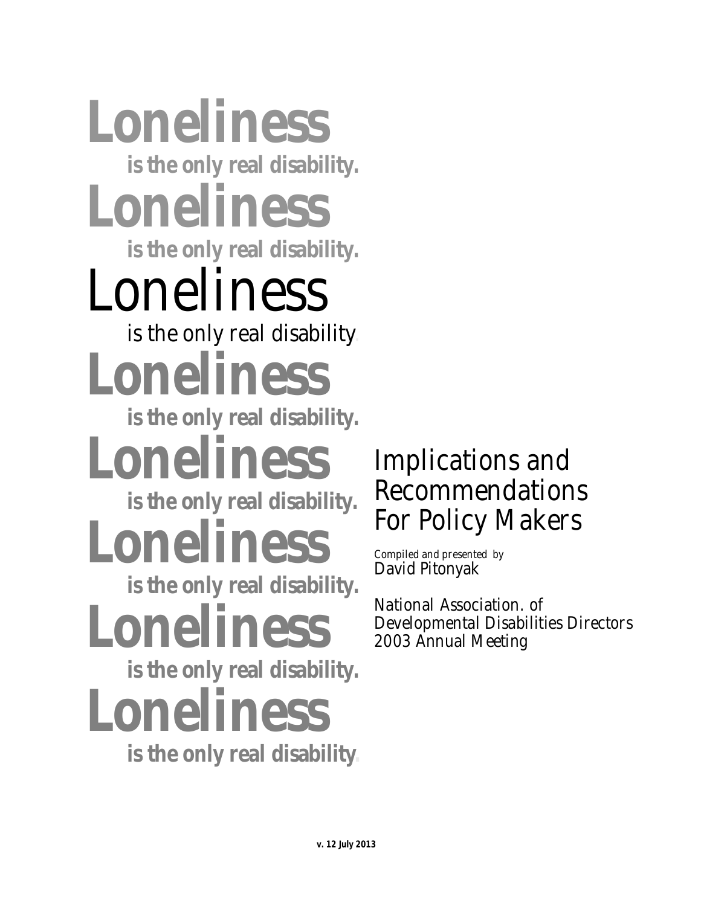**Loneliness**
**is the only real disability.**

**Loneliness**
**is the only real disability.**

Loneliness
is the only real disability.

**Loneliness**
**is the only real disability.**

**Loneliness**
**is the only real disability.**

**Loneliness**
**is the only real disability.**

**Loneliness**
**is the only real disability.**

**Loneliness**
**is the only real disability.**

# Implications and Recommendations For Policy Makers

*Compiled and presented by*
David Pitonyak

National Association. of Developmental Disabilities Directors
2003 Annual Meeting

**v. 12 July 2013**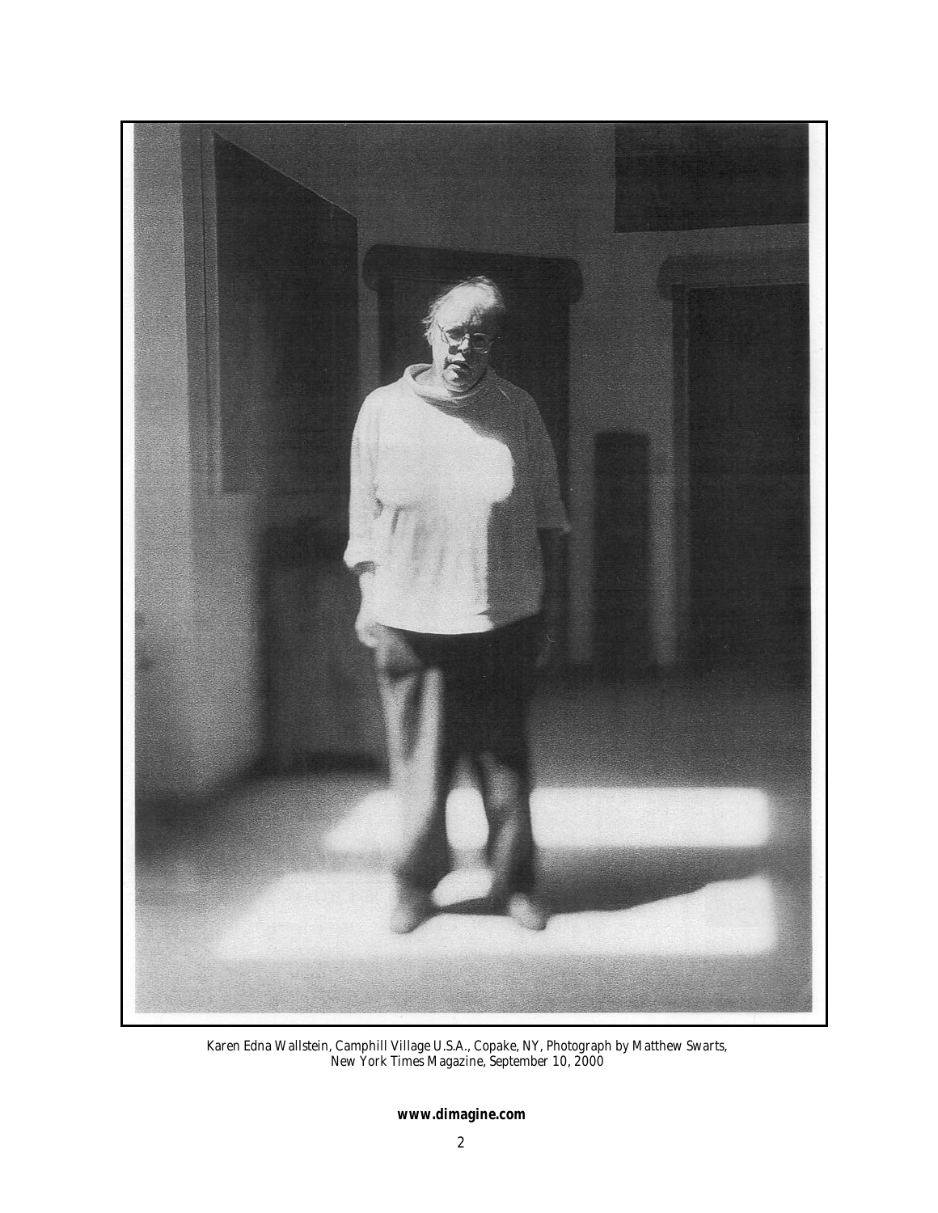Karen Edna Wallstein, Camphill Village U.S.A., Copake, NY, Photograph by Matthew Swarts, New York Times Magazine, September 10, 2000

**www.dimagine.com**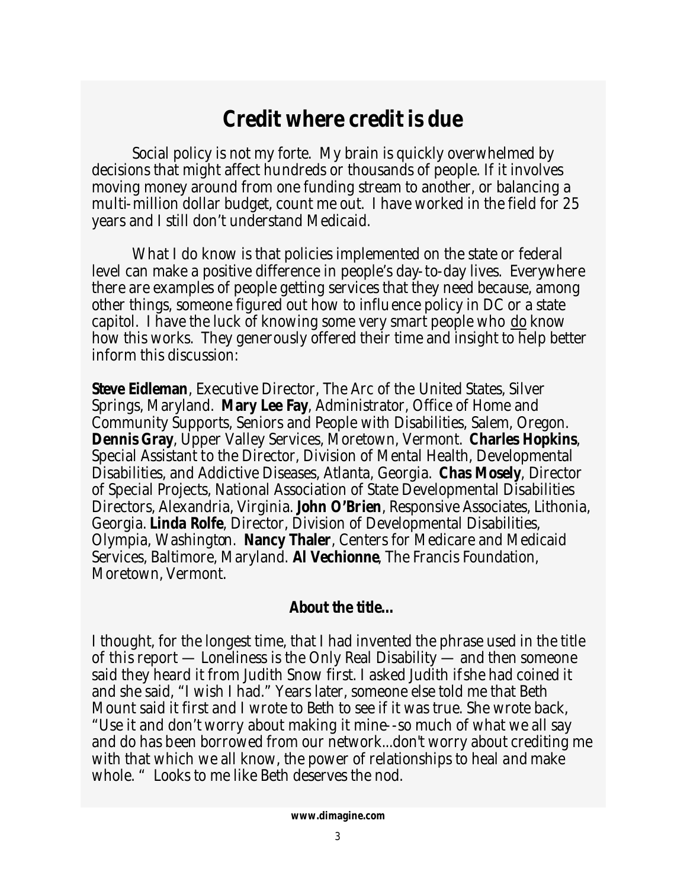# Credit where credit is due

Social policy is not my forte. My brain is quickly overwhelmed by decisions that might affect hundreds or thousands of people. If it involves moving money around from one funding stream to another, or balancing a multi-million dollar budget, count me out. I have worked in the field for 25 years and I still don't understand Medicaid.

What I do know is that policies implemented on the state or federal level can make a positive difference in people's day-to-day lives. Everywhere there are examples of people getting services that they need because, among other things, someone figured out how to influence policy in DC or a state capitol. I have the luck of knowing some very smart people who <u>do</u> know how this works. They generously offered their time and insight to help better inform this discussion:

**Steve Eidleman**, Executive Director, The Arc of the United States, Silver Springs, Maryland. **Mary Lee Fay**, Administrator, Office of Home and Community Supports, Seniors and People with Disabilities, Salem, Oregon. **Dennis Gray**, Upper Valley Services, Moretown, Vermont. **Charles Hopkins**, Special Assistant to the Director, Division of Mental Health, Developmental Disabilities, and Addictive Diseases, Atlanta, Georgia. **Chas Mosely**, Director of Special Projects, National Association of State Developmental Disabilities Directors, Alexandria, Virginia. **John O'Brien**, Responsive Associates, Lithonia, Georgia. **Linda Rolfe**, Director, Division of Developmental Disabilities, Olympia, Washington. **Nancy Thaler**, Centers for Medicare and Medicaid Services, Baltimore, Maryland. **Al Vechionne**, The Francis Foundation, Moretown, Vermont.

### About the title...

I thought, for the longest time, that I had invented the phrase used in the title of this report — Loneliness is the Only Real Disability — and then someone said they heard it from Judith Snow first. I asked Judith if she had coined it and she said, "I wish I had." Years later, someone else told me that Beth Mount said it first and I wrote to Beth to see if it was true. She wrote back, "Use it and don't worry about making it mine--so much of what we all say and do has been borrowed from our network...don't worry about crediting me with that which we all know, the power of relationships to heal and make whole. " Looks to me like Beth deserves the nod.

**www.dimagine.com**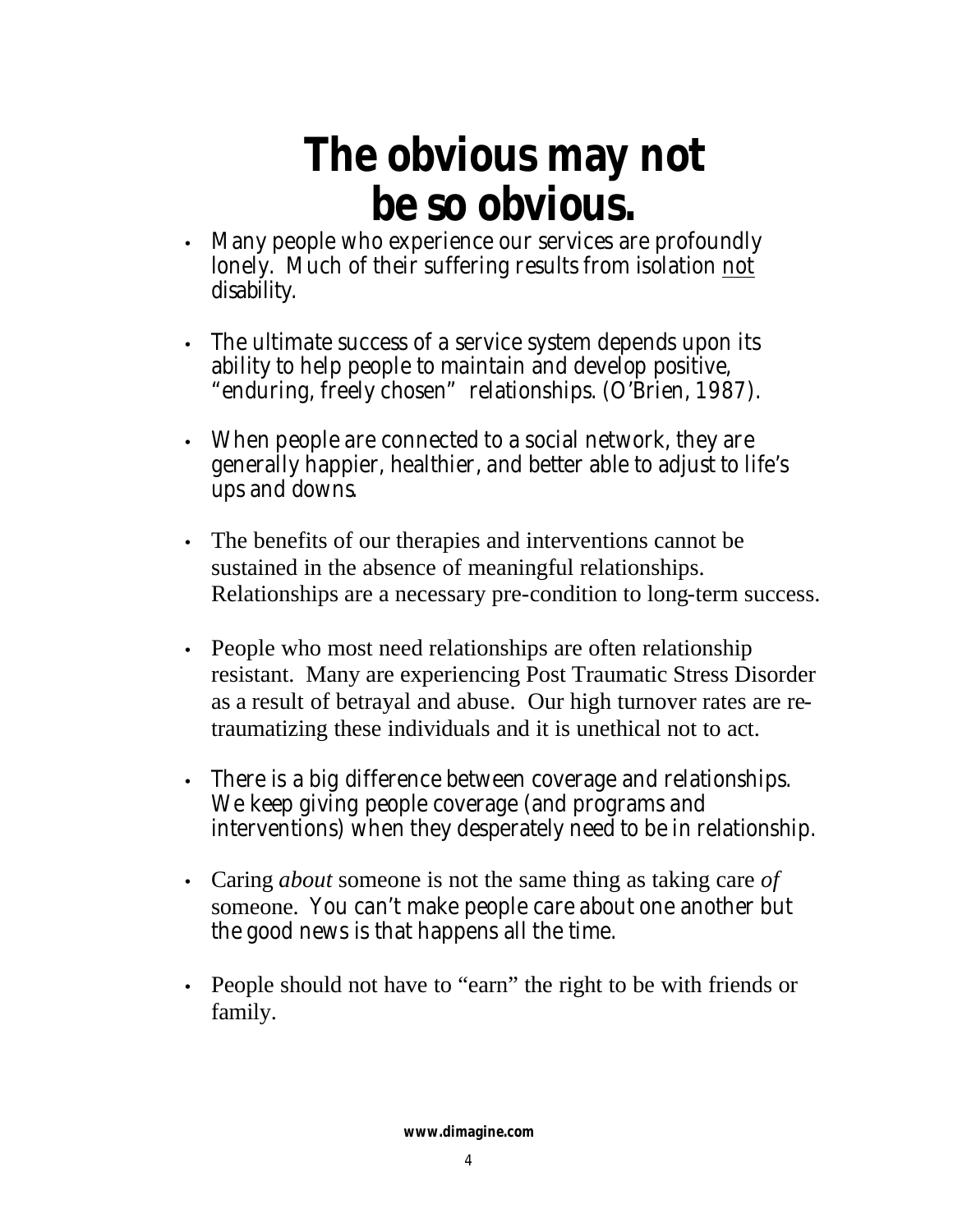# The obvious may not be so obvious.

- Many people who experience our services are profoundly lonely. Much of their suffering results from isolation <u>not</u> disability.
- The ultimate success of a service system depends upon its ability to help people to maintain and develop positive, "enduring, freely chosen" relationships. (O'Brien, 1987).
- When people are connected to a social network, they are generally happier, healthier, and better able to adjust to life's ups and downs.
- The benefits of our therapies and interventions cannot be sustained in the absence of meaningful relationships. Relationships are a necessary pre-condition to long-term success.
- People who most need relationships are often relationship resistant. Many are experiencing Post Traumatic Stress Disorder as a result of betrayal and abuse. Our high turnover rates are re-traumatizing these individuals and it is unethical not to act.
- There is a big difference between coverage and relationships. We keep giving people coverage (and programs and interventions) when they desperately need to be in relationship.
- Caring *about* someone is not the same thing as taking care *of* someone. You can't make people care about one another but the good news is that happens all the time.
- People should not have to "earn" the right to be with friends or family.

**www.dimagine.com**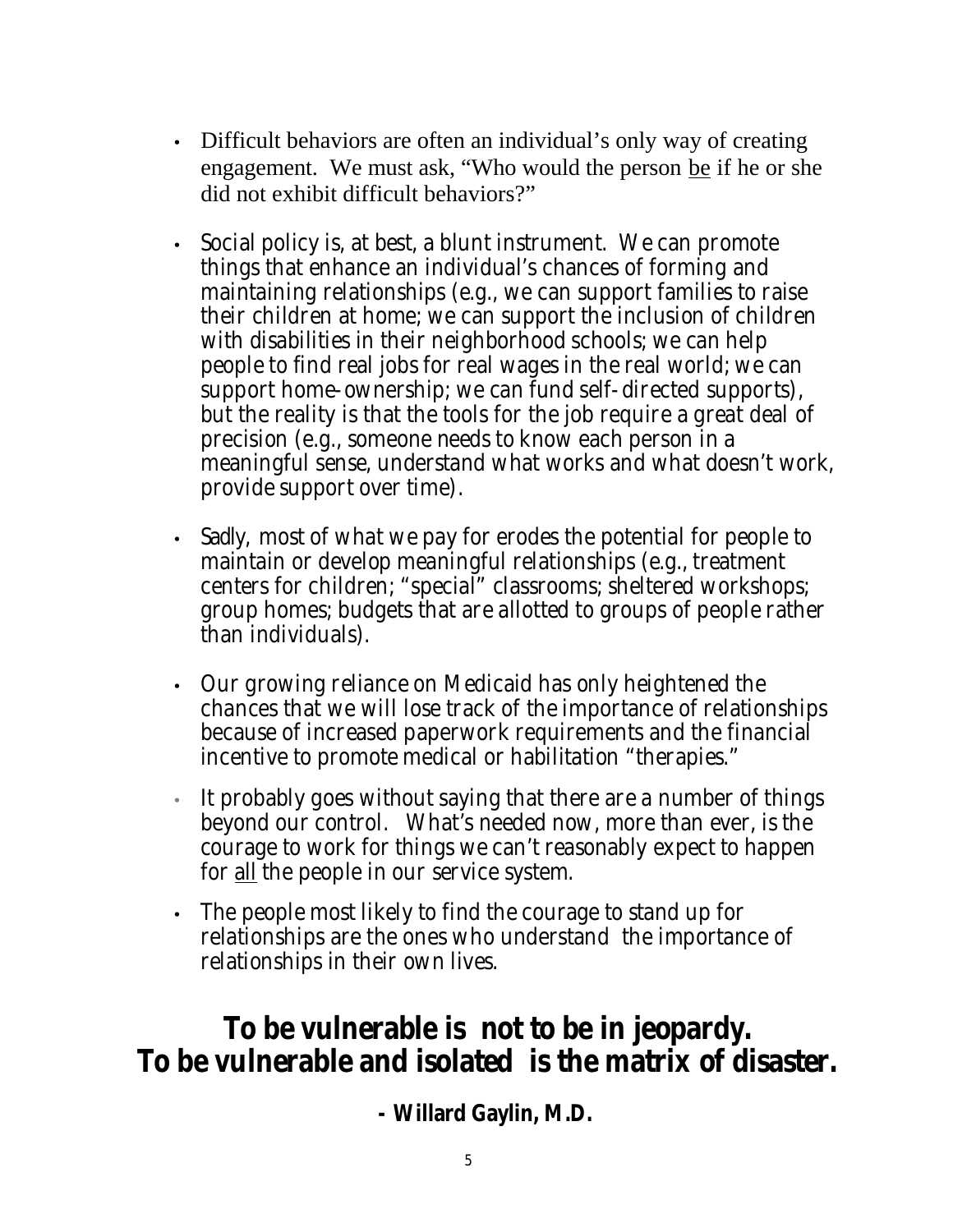- Difficult behaviors are often an individual's only way of creating engagement. We must ask, "Who would the person <u>be</u> if he or she did not exhibit difficult behaviors?"

- Social policy is, at best, a blunt instrument. We can promote things that enhance an individual's chances of forming and maintaining relationships (e.g., we can support families to raise their children at home; we can support the inclusion of children with disabilities in their neighborhood schools; we can help people to find real jobs for real wages in the real world; we can support home-ownership; we can fund self-directed supports), but the reality is that the tools for the job require a great deal of precision (e.g., someone needs to know each person in a meaningful sense, understand what works and what doesn't work, provide support over time).

- Sadly, most of what we pay for erodes the potential for people to maintain or develop meaningful relationships (e.g., treatment centers for children; "special" classrooms; sheltered workshops; group homes; budgets that are allotted to groups of people rather than individuals).

- Our growing reliance on Medicaid has only heightened the chances that we will lose track of the importance of relationships because of increased paperwork requirements and the financial incentive to promote medical or habilitation "therapies."

- It probably goes without saying that there are a number of things beyond our control. What's needed now, more than ever, is the courage to work for things we can't reasonably expect to happen for <u>all</u> the people in our service system.

- The people most likely to find the courage to stand up for relationships are the ones who understand the importance of relationships in their own lives.

**To be vulnerable is not to be in jeopardy.**
**To be vulnerable and isolated is the matrix of disaster.**

**- Willard Gaylin, M.D.**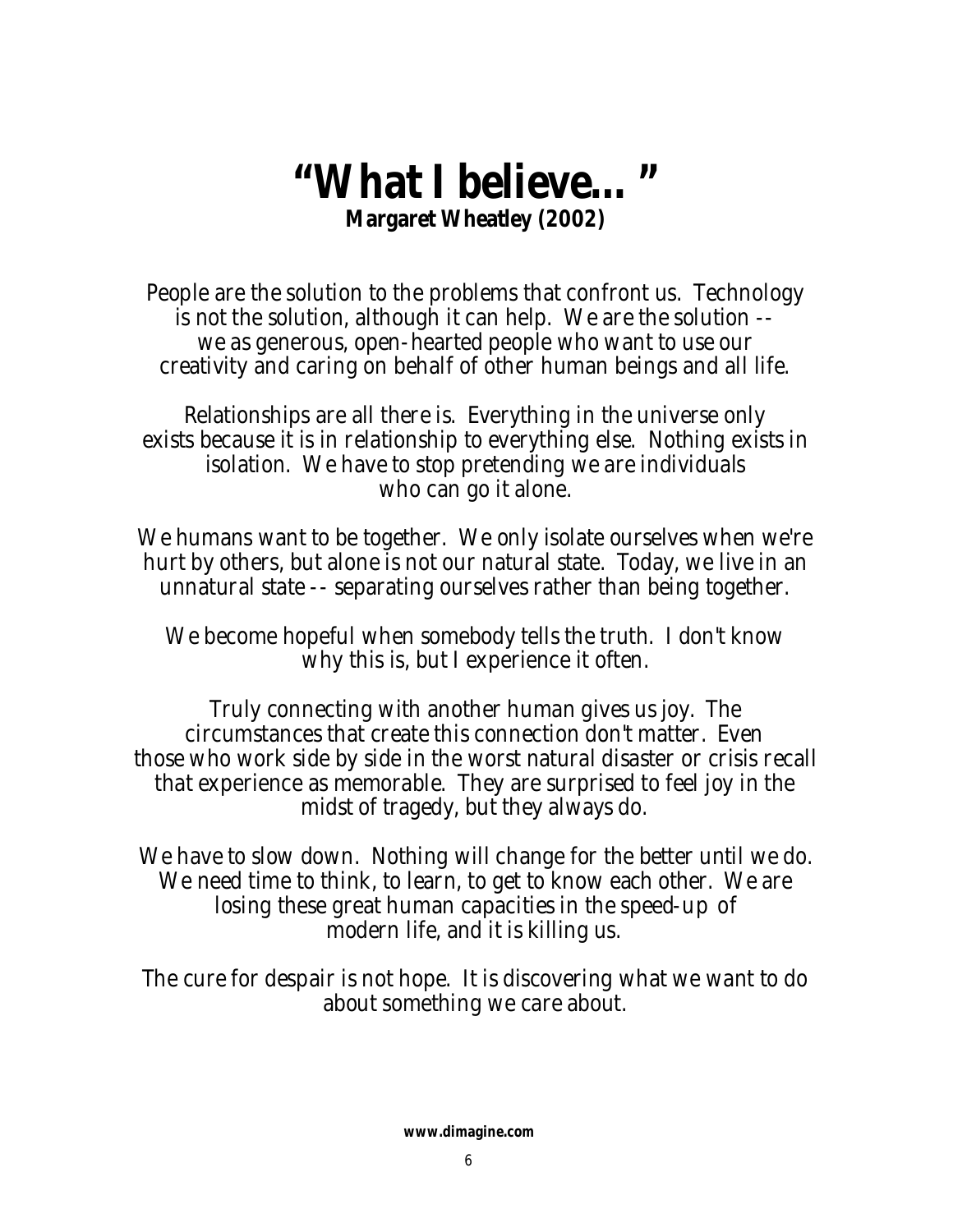# "What I believe… "

**Margaret Wheatley (2002)**

People are the solution to the problems that confront us. Technology is not the solution, although it can help. We are the solution -- we as generous, open-hearted people who want to use our creativity and caring on behalf of other human beings and all life.

Relationships are all there is. Everything in the universe only exists because it is in relationship to everything else. Nothing exists in isolation. We have to stop pretending we are individuals who can go it alone.

We humans want to be together. We only isolate ourselves when we're hurt by others, but alone is not our natural state. Today, we live in an unnatural state -- separating ourselves rather than being together.

We become hopeful when somebody tells the truth. I don't know why this is, but I experience it often.

Truly connecting with another human gives us joy. The circumstances that create this connection don't matter. Even those who work side by side in the worst natural disaster or crisis recall that experience as memorable. They are surprised to feel joy in the midst of tragedy, but they always do.

We have to slow down. Nothing will change for the better until we do. We need time to think, to learn, to get to know each other. We are losing these great human capacities in the speed-up of modern life, and it is killing us.

The cure for despair is not hope. It is discovering what we want to do about something we care about.

**www.dimagine.com**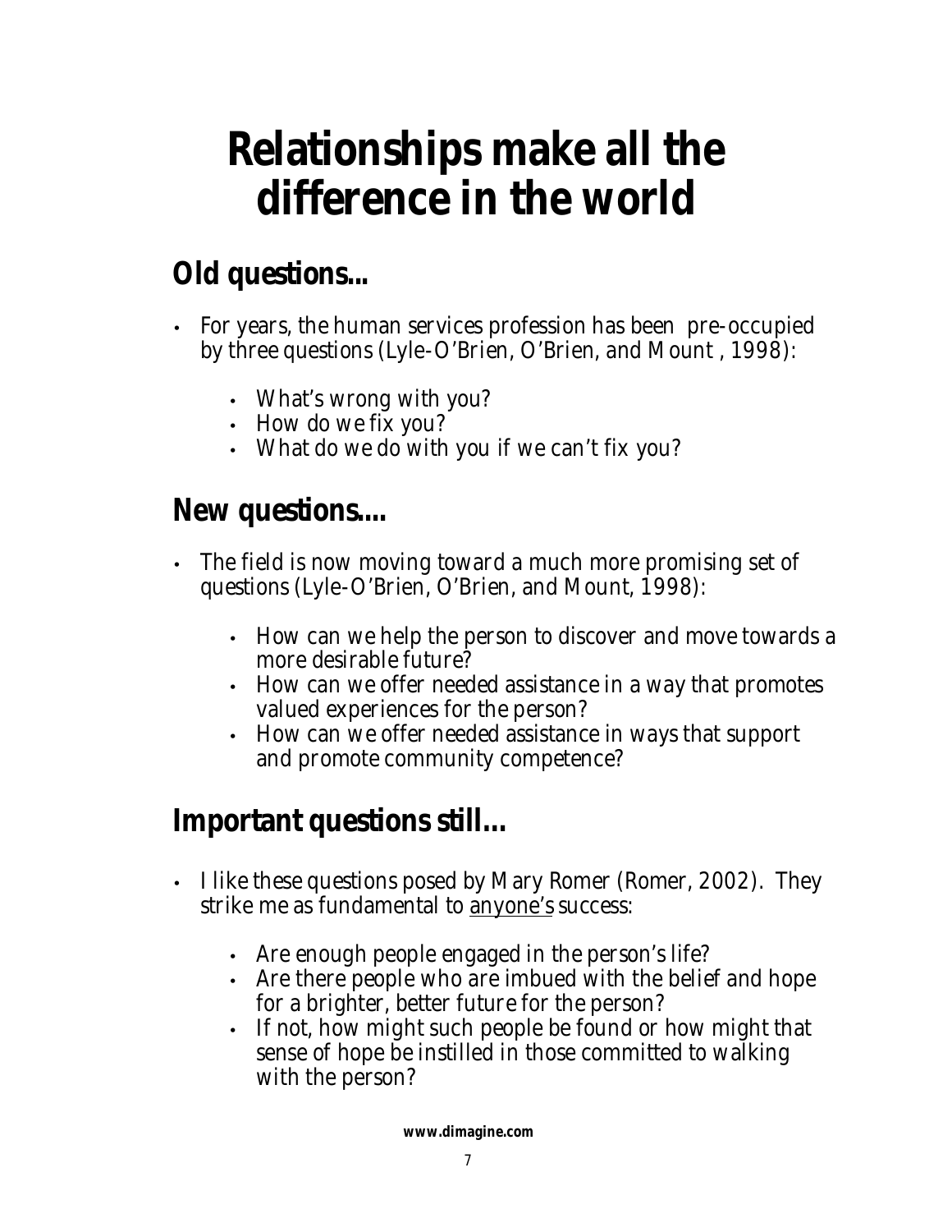# Relationships make all the difference in the world

## Old questions...

- For years, the human services profession has been pre-occupied by three questions (Lyle-O'Brien, O'Brien, and Mount , 1998):
  - What's wrong with you?
  - How do we fix you?
  - What do we do with you if we can't fix you?

## New questions....

- The field is now moving toward a much more promising set of questions (Lyle-O'Brien, O'Brien, and Mount, 1998):
  - How can we help the person to discover and move towards a more desirable future?
  - How can we offer needed assistance in a way that promotes valued experiences for the person?
  - How can we offer needed assistance in ways that support and promote community competence?

## Important questions still...

- I like these questions posed by Mary Romer (Romer, 2002). They strike me as fundamental to <u>anyone's</u> success:
  - Are enough people engaged in the person's life?
  - Are there people who are imbued with the belief and hope for a brighter, better future for the person?
  - If not, how might such people be found or how might that sense of hope be instilled in those committed to walking with the person?

**www.dimagine.com**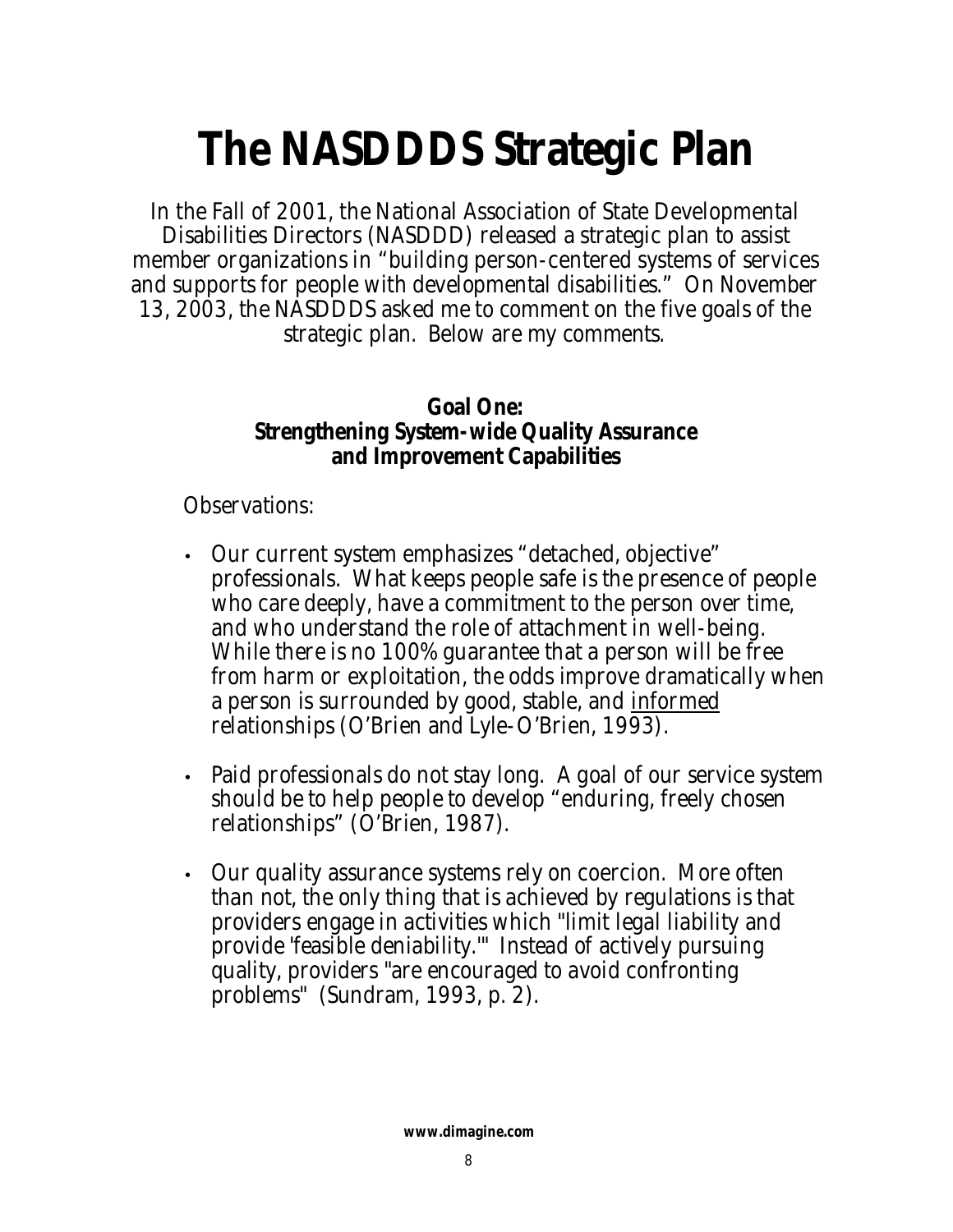# The NASDDDS Strategic Plan

In the Fall of 2001, the National Association of State Developmental Disabilities Directors (NASDDD) released a strategic plan to assist member organizations in "building person-centered systems of services and supports for people with developmental disabilities." On November 13, 2003, the NASDDDS asked me to comment on the five goals of the strategic plan. Below are my comments.

### Goal One: Strengthening System-wide Quality Assurance and Improvement Capabilities

Observations:

- Our current system emphasizes "detached, objective" professionals. What keeps people safe is the presence of people who care deeply, have a commitment to the person over time, and who understand the role of attachment in well-being. While there is no 100% guarantee that a person will be free from harm or exploitation, the odds improve dramatically when a person is surrounded by good, stable, and <u>informed</u> relationships (O'Brien and Lyle-O'Brien, 1993).
- Paid professionals do not stay long. A goal of our service system should be to help people to develop "enduring, freely chosen relationships" (O'Brien, 1987).
- Our quality assurance systems rely on coercion. More often than not, the only thing that is achieved by regulations is that providers engage in activities which "limit legal liability and provide 'feasible deniability.'" Instead of actively pursuing quality, providers "are encouraged to avoid confronting problems" (Sundram, 1993, p. 2).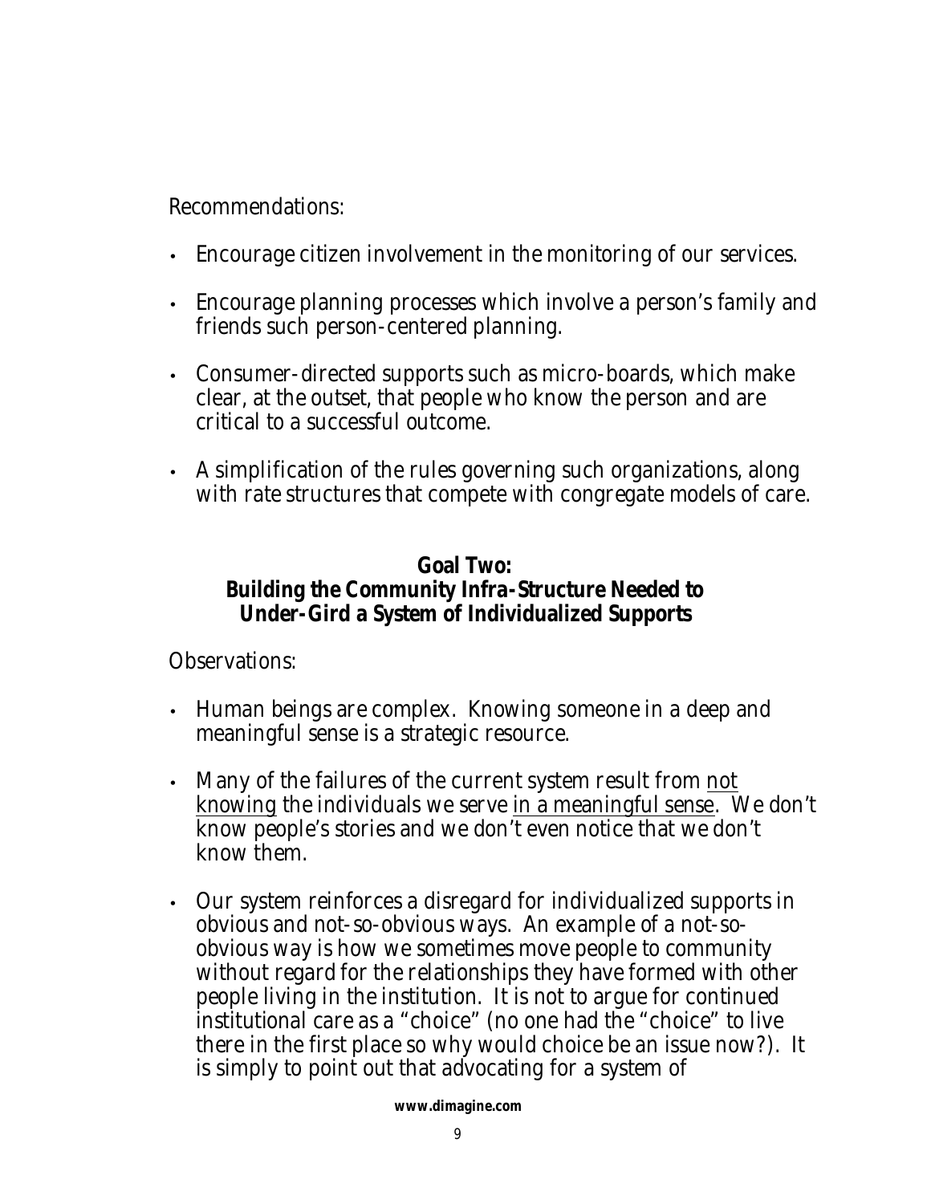Recommendations:

- Encourage citizen involvement in the monitoring of our services.
- Encourage planning processes which involve a person's family and friends such person-centered planning.
- Consumer-directed supports such as micro-boards, which make clear, at the outset, that people who know the person and are critical to a successful outcome.
- A simplification of the rules governing such organizations, along with rate structures that compete with congregate models of care.

### Goal Two:
### Building the Community Infra-Structure Needed to Under-Gird a System of Individualized Supports

Observations:

- Human beings are complex. Knowing someone in a deep and meaningful sense is a strategic resource.
- Many of the failures of the current system result from <u>not knowing</u> the individuals we serve <u>in a meaningful sense</u>. We don't know people's stories and we don't even notice that we don't know them.
- Our system reinforces a disregard for individualized supports in obvious and not-so-obvious ways. An example of a not-so-obvious way is how we sometimes move people to community without regard for the relationships they have formed with other people living in the institution. It is not to argue for continued institutional care as a "choice" (no one had the "choice" to live there in the first place so why would choice be an issue now?). It is simply to point out that advocating for a system of

**www.dimagine.com**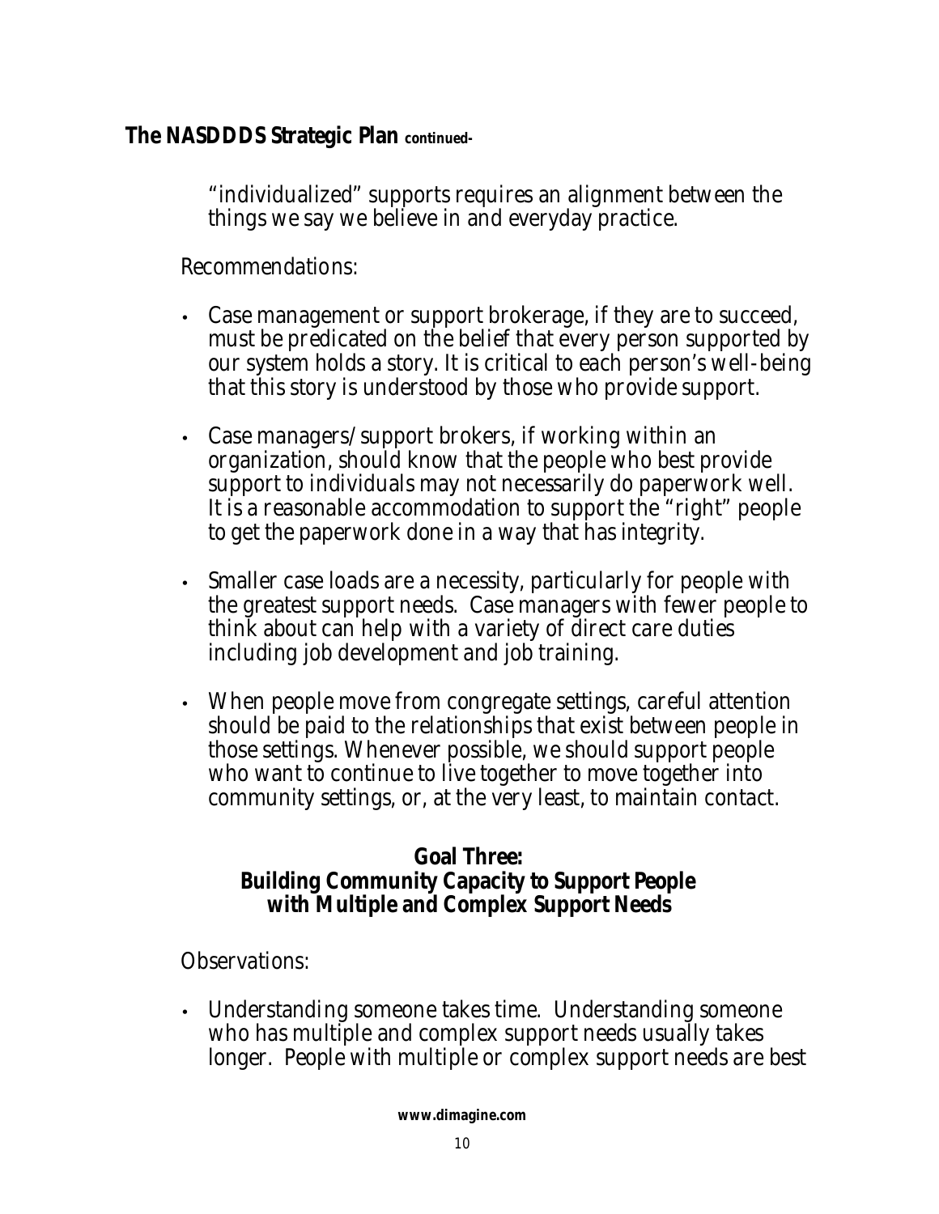## The NASDDDS Strategic Plan *continued-*

"individualized" supports requires an alignment between the things we say we believe in and everyday practice.

Recommendations:

- Case management or support brokerage, if they are to succeed, must be predicated on the belief that every person supported by our system holds a story. It is critical to each person's well-being that this story is understood by those who provide support.
- Case managers/support brokers, if working within an organization, should know that the people who best provide support to individuals may not necessarily do paperwork well. It is a reasonable accommodation to support the "right" people to get the paperwork done in a way that has integrity.
- Smaller case loads are a necessity, particularly for people with the greatest support needs. Case managers with fewer people to think about can help with a variety of direct care duties including job development and job training.
- When people move from congregate settings, careful attention should be paid to the relationships that exist between people in those settings. Whenever possible, we should support people who want to continue to live together to move together into community settings, or, at the very least, to maintain contact.

### Goal Three: Building Community Capacity to Support People with Multiple and Complex Support Needs

Observations:

- Understanding someone takes time. Understanding someone who has multiple and complex support needs usually takes longer. People with multiple or complex support needs are best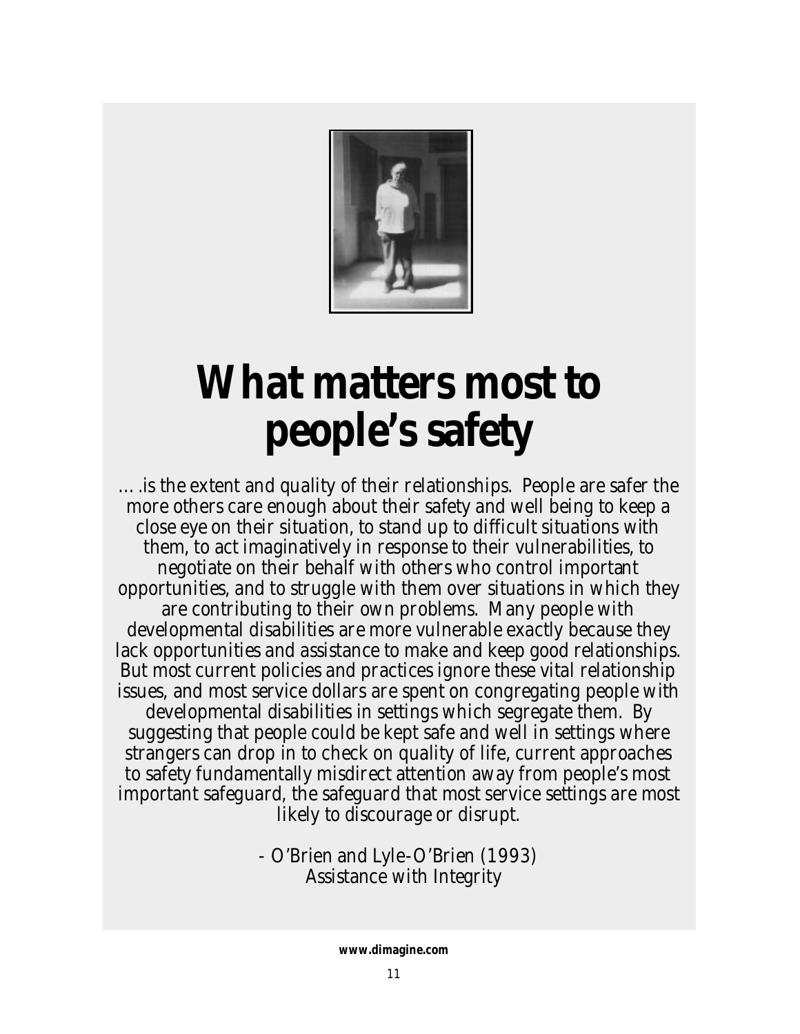# What matters most to people's safety

….is the extent and quality of their relationships. People are safer the more others care enough about their safety and well being to keep a close eye on their situation, to stand up to difficult situations with them, to act imaginatively in response to their vulnerabilities, to negotiate on their behalf with others who control important opportunities, and to struggle with them over situations in which they are contributing to their own problems. Many people with developmental disabilities are more vulnerable exactly because they lack opportunities and assistance to make and keep good relationships. But most current policies and practices ignore these vital relationship issues, and most service dollars are spent on congregating people with developmental disabilities in settings which segregate them. By suggesting that people could be kept safe and well in settings where strangers can drop in to check on quality of life, current approaches to safety fundamentally misdirect attention away from people's most important safeguard, the safeguard that most service settings are most likely to discourage or disrupt.

- O'Brien and Lyle-O'Brien (1993)
Assistance with Integrity

**www.dimagine.com**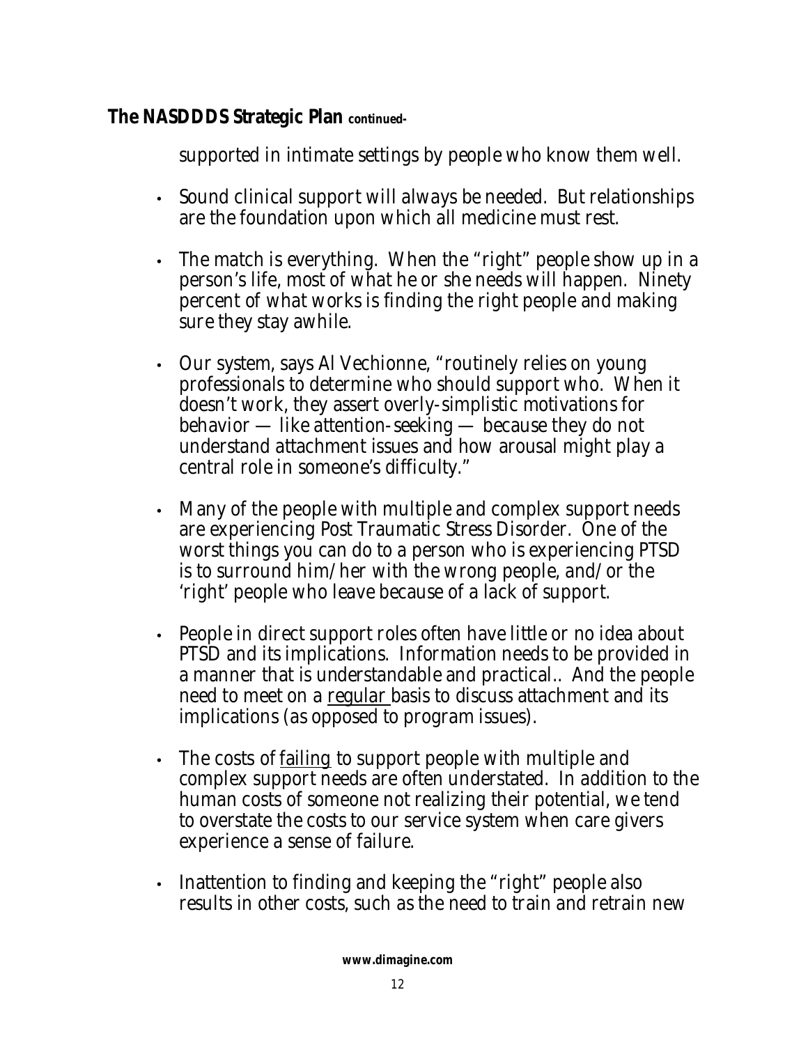**The NASDDDS Strategic Plan** continued-

supported in intimate settings by people who know them well.

- Sound clinical support will always be needed. But relationships are the foundation upon which all medicine must rest.
- The match is everything. When the "right" people show up in a person's life, most of what he or she needs will happen. Ninety percent of what works is finding the right people and making sure they stay awhile.
- Our system, says Al Vechionne, "routinely relies on young professionals to determine who should support who. When it doesn't work, they assert overly-simplistic motivations for behavior — like attention-seeking — because they do not understand attachment issues and how arousal might play a central role in someone's difficulty."
- Many of the people with multiple and complex support needs are experiencing Post Traumatic Stress Disorder. One of the worst things you can do to a person who is experiencing PTSD is to surround him/her with the wrong people, and/or the 'right' people who leave because of a lack of support.
- People in direct support roles often have little or no idea about PTSD and its implications. Information needs to be provided in a manner that is understandable and practical.. And the people need to meet on a <u>regular</u> basis to discuss attachment and its implications (as opposed to program issues).
- The costs of <u>failing</u> to support people with multiple and complex support needs are often understated. In addition to the human costs of someone not realizing their potential, we tend to overstate the costs to our service system when care givers experience a sense of failure.
- Inattention to finding and keeping the "right" people also results in other costs, such as the need to train and retrain new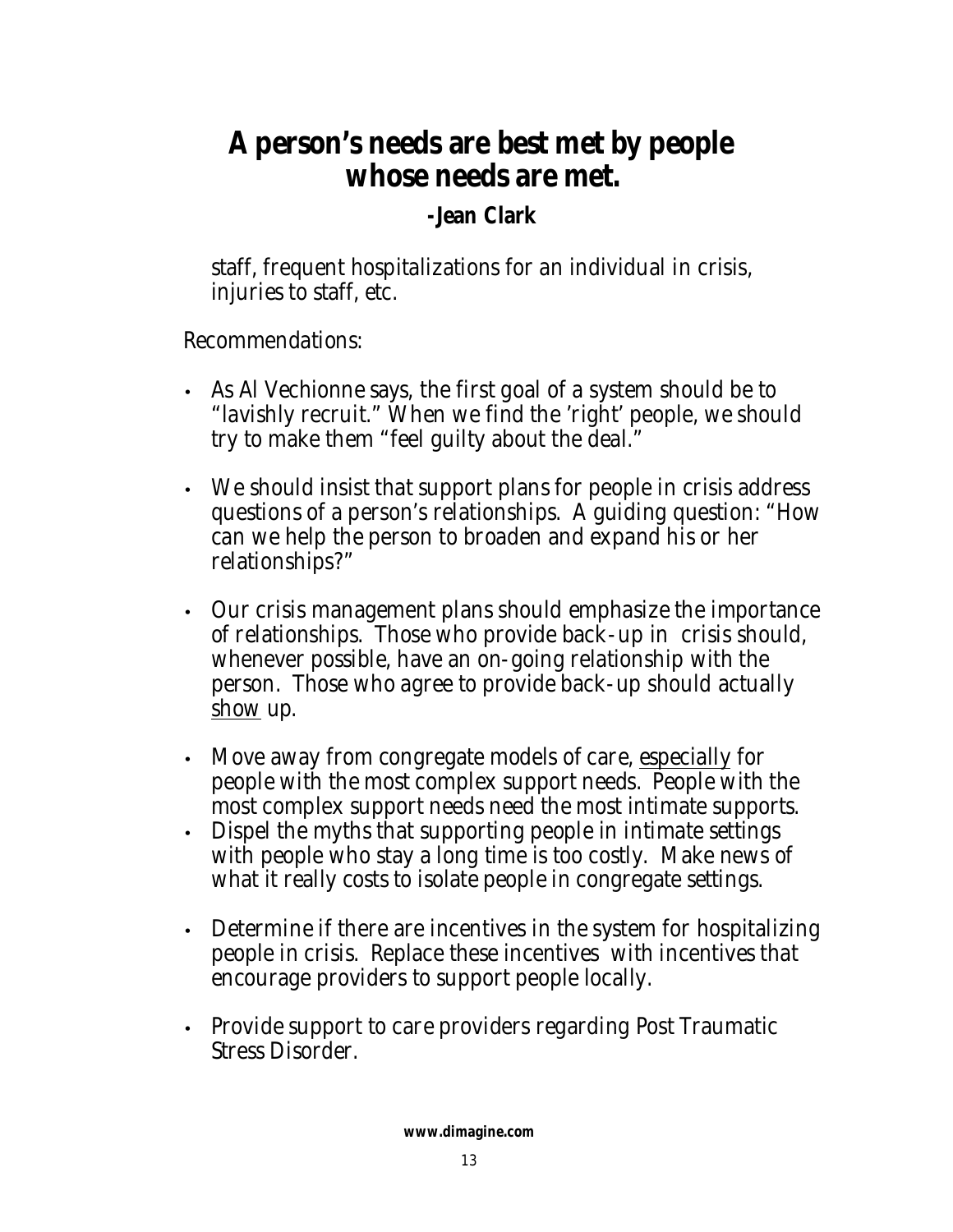## A person's needs are best met by people whose needs are met.

**-Jean Clark**

staff, frequent hospitalizations for an individual in crisis, injuries to staff, etc.

Recommendations:

- As Al Vechionne says, the first goal of a system should be to "lavishly recruit." When we find the 'right' people, we should try to make them "feel guilty about the deal."
- We should insist that support plans for people in crisis address questions of a person's relationships. A guiding question: "How can we help the person to broaden and expand his or her relationships?"
- Our crisis management plans should emphasize the importance of relationships. Those who provide back-up in crisis should, whenever possible, have an on-going relationship with the person. Those who agree to provide back-up should actually <u>show</u> up.
- Move away from congregate models of care, <u>especially</u> for people with the most complex support needs. People with the most complex support needs need the most intimate supports.
- Dispel the myths that supporting people in intimate settings with people who stay a long time is too costly. Make news of what it really costs to isolate people in congregate settings.
- Determine if there are incentives in the system for hospitalizing people in crisis. Replace these incentives with incentives that encourage providers to support people locally.
- Provide support to care providers regarding Post Traumatic Stress Disorder.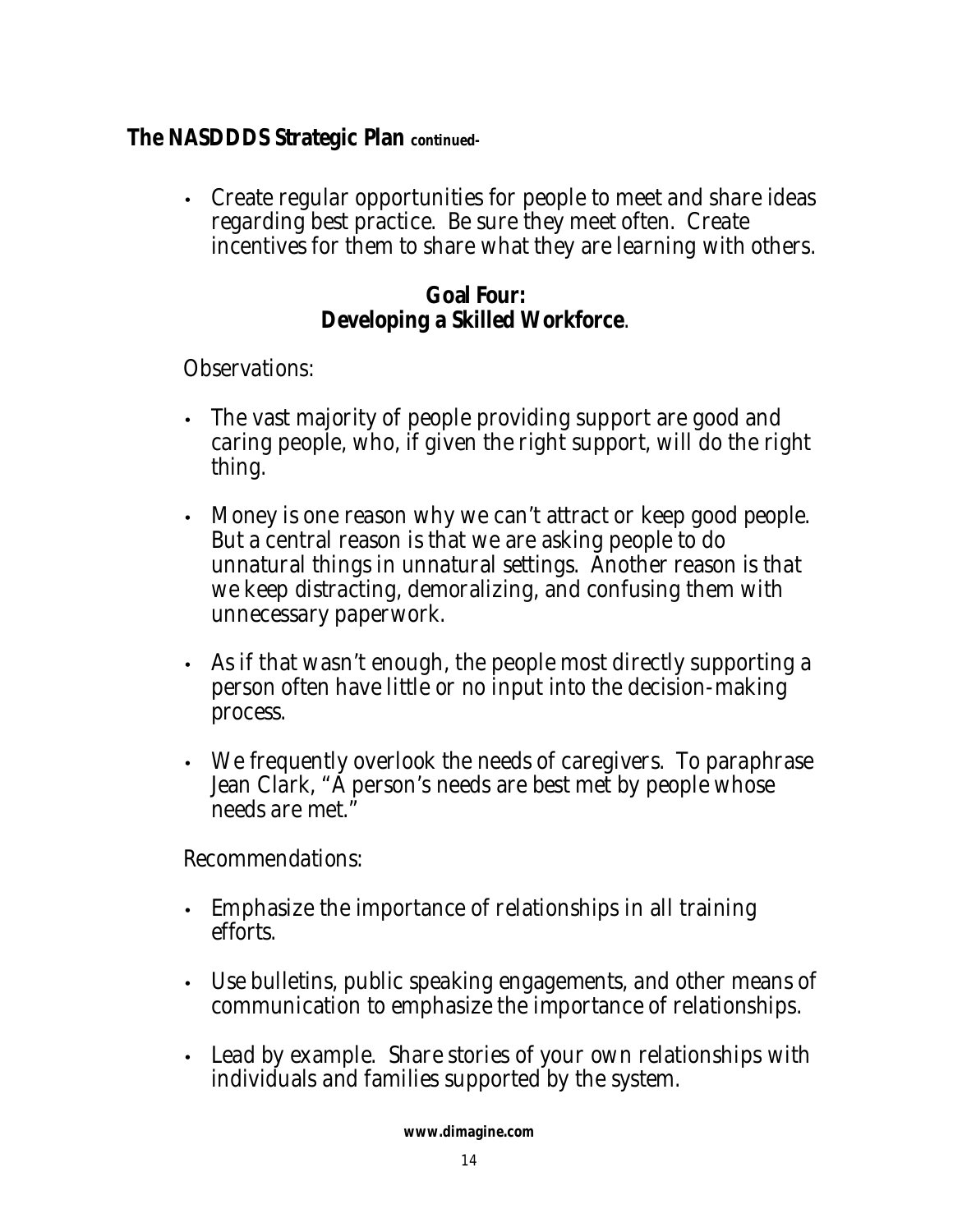## The NASDDDS Strategic Plan *continued-*

- Create regular opportunities for people to meet and share ideas regarding best practice. Be sure they meet often. Create incentives for them to share what they are learning with others.

### Goal Four:
### Developing a Skilled Workforce.

Observations:

- The vast majority of people providing support are good and caring people, who, if given the right support, will do the right thing.
- Money is one reason why we can't attract or keep good people. But a central reason is that we are asking people to do unnatural things in unnatural settings. Another reason is that we keep distracting, demoralizing, and confusing them with unnecessary paperwork.
- As if that wasn't enough, the people most directly supporting a person often have little or no input into the decision-making process.
- We frequently overlook the needs of caregivers. To paraphrase Jean Clark, "A person's needs are best met by people whose needs are met."

Recommendations:

- Emphasize the importance of relationships in all training efforts.
- Use bulletins, public speaking engagements, and other means of communication to emphasize the importance of relationships.
- Lead by example. Share stories of your own relationships with individuals and families supported by the system.

**www.dimagine.com**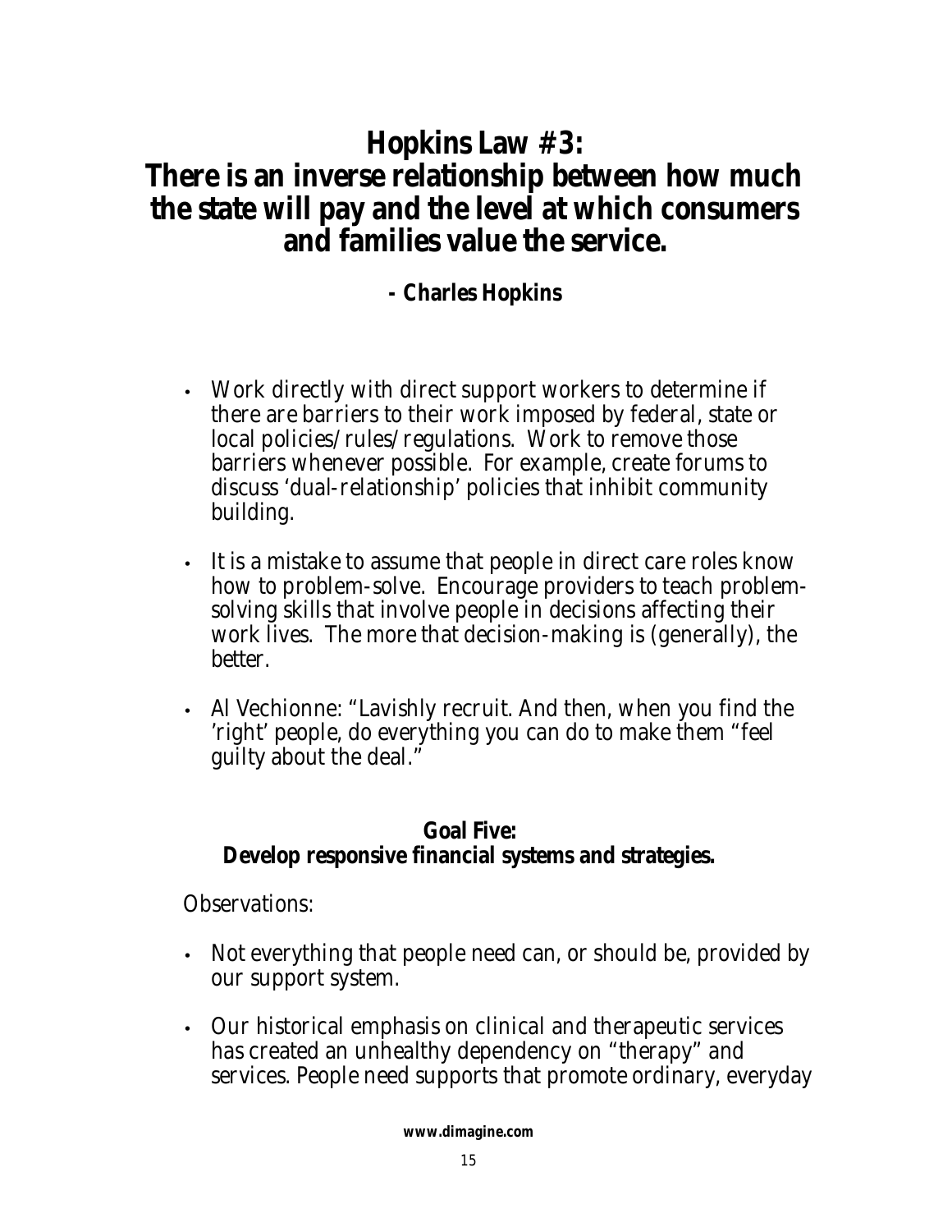# Hopkins Law #3: There is an inverse relationship between how much the state will pay and the level at which consumers and families value the service.

**- Charles Hopkins**

- Work directly with direct support workers to determine if there are barriers to their work imposed by federal, state or local policies/rules/regulations. Work to remove those barriers whenever possible. For example, create forums to discuss 'dual-relationship' policies that inhibit community building.
- It is a mistake to assume that people in direct care roles know how to problem-solve. Encourage providers to teach problem-solving skills that involve people in decisions affecting their work lives. The more that decision-making is (generally), the better.
- Al Vechionne: "Lavishly recruit. And then, when you find the 'right' people, do everything you can do to make them "feel guilty about the deal."

## Goal Five: Develop responsive financial systems and strategies.

Observations:

- Not everything that people need can, or should be, provided by our support system.
- Our historical emphasis on clinical and therapeutic services has created an unhealthy dependency on "therapy" and services. People need supports that promote ordinary, everyday

**www.dimagine.com**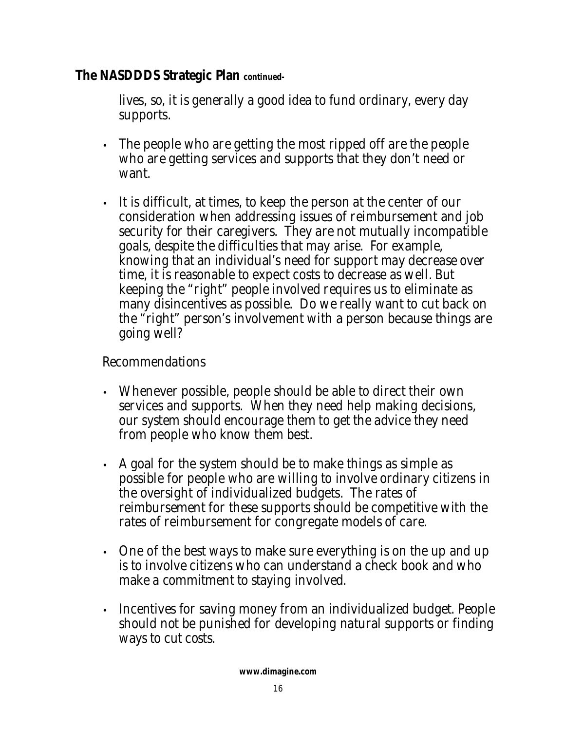**The NASDDDS Strategic Plan** *continued-*

lives, so, it is generally a good idea to fund ordinary, every day supports.

- The people who are getting the most ripped off are the people who are getting services and supports that they don't need or want.
- It is difficult, at times, to keep the person at the center of our consideration when addressing issues of reimbursement and job security for their caregivers. They are not mutually incompatible goals, despite the difficulties that may arise. For example, knowing that an individual's need for support may decrease over time, it is reasonable to expect costs to decrease as well. But keeping the "right" people involved requires us to eliminate as many disincentives as possible. Do we really want to cut back on the "right" person's involvement with a person because things are going well?

Recommendations

- Whenever possible, people should be able to direct their own services and supports. When they need help making decisions, our system should encourage them to get the advice they need from people who know them best.
- A goal for the system should be to make things as simple as possible for people who are willing to involve ordinary citizens in the oversight of individualized budgets. The rates of reimbursement for these supports should be competitive with the rates of reimbursement for congregate models of care.
- One of the best ways to make sure everything is on the up and up is to involve citizens who can understand a check book and who make a commitment to staying involved.
- Incentives for saving money from an individualized budget. People should not be punished for developing natural supports or finding ways to cut costs.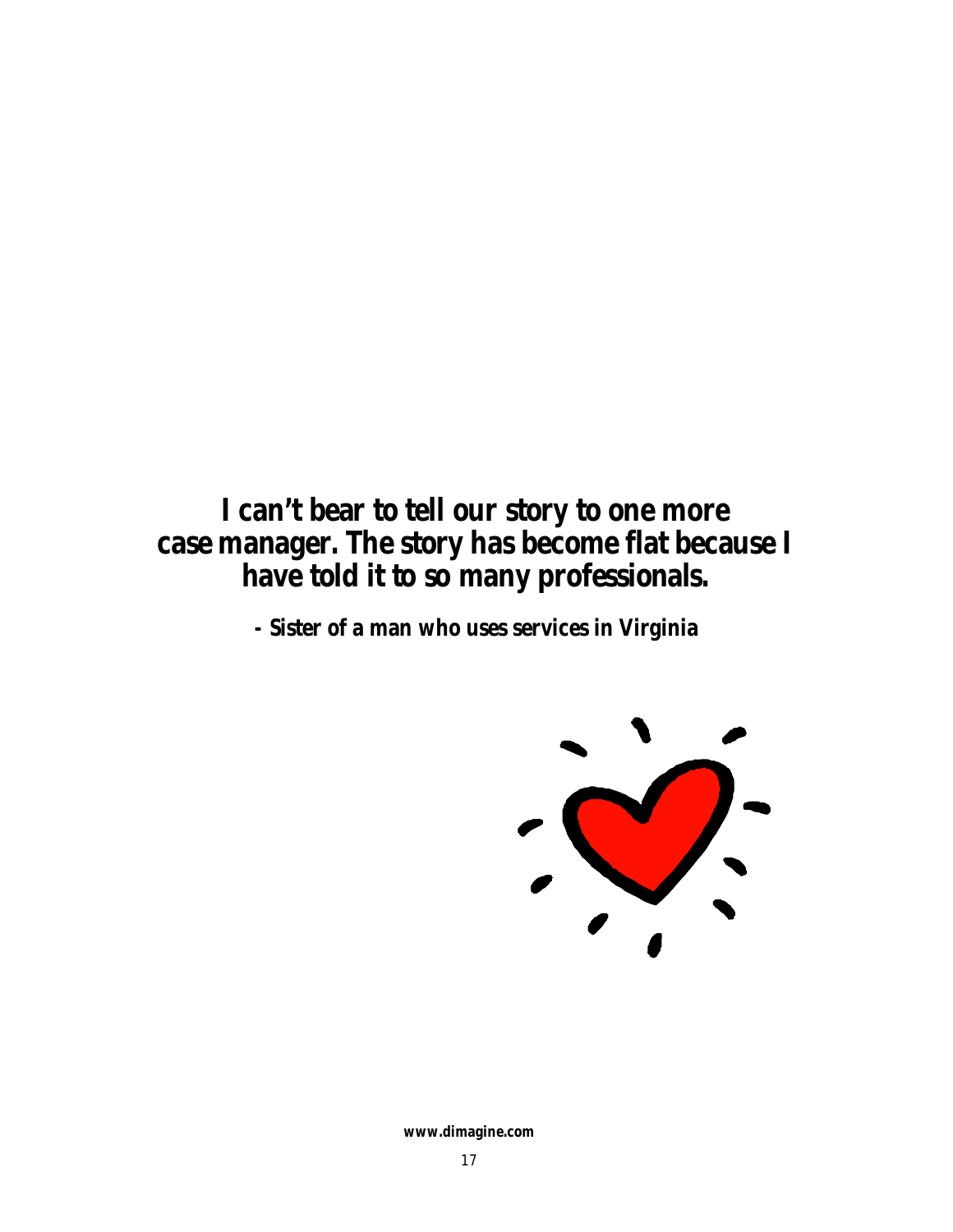**I can't bear to tell our story to one more case manager. The story has become flat because I have told it to so many professionals.**

**- Sister of a man who uses services in Virginia**

**www.dimagine.com**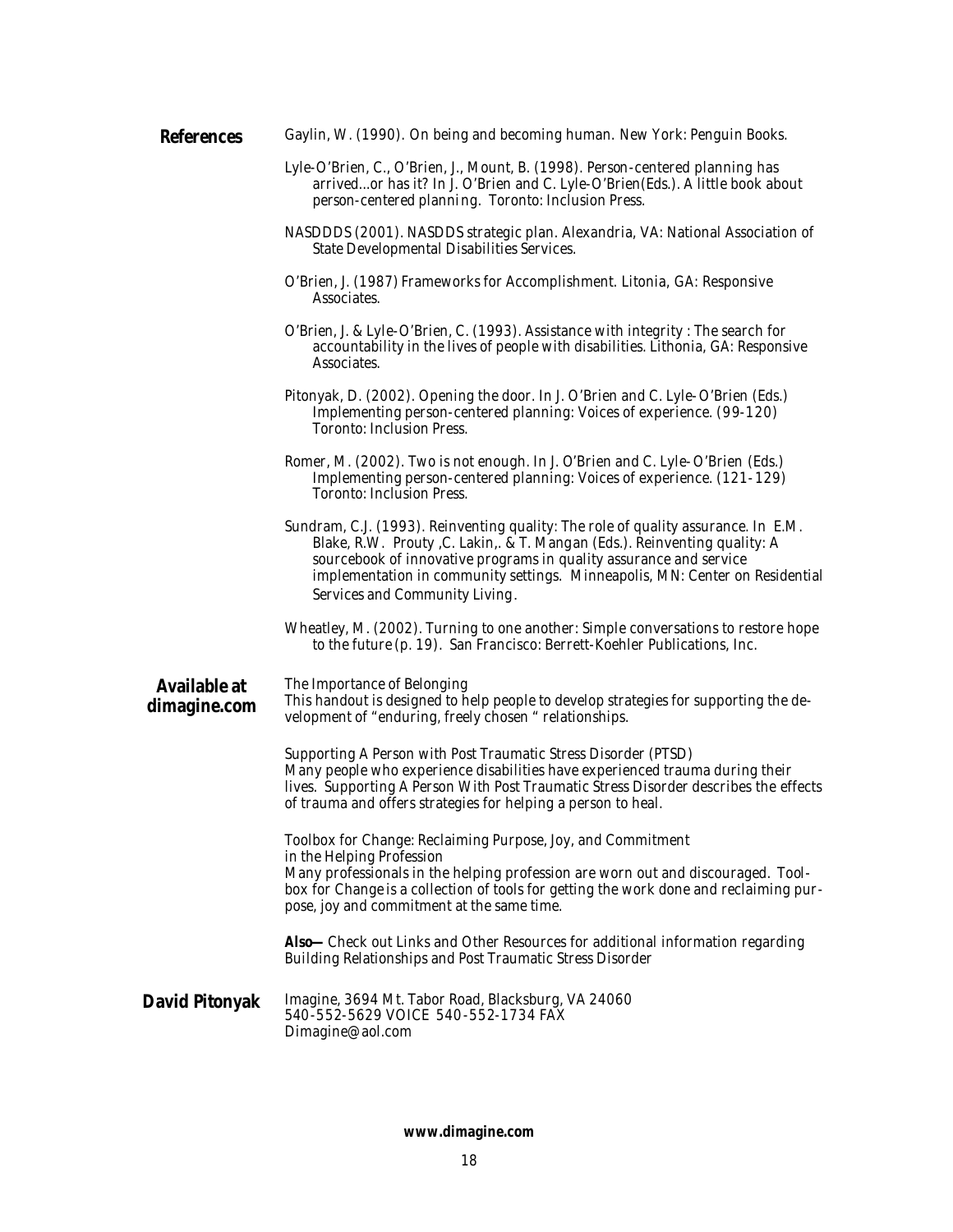## References

Gaylin, W. (1990). On being and becoming human. New York: Penguin Books.

Lyle-O'Brien, C., O'Brien, J., Mount, B. (1998). Person-centered planning has arrived...or has it? In J. O'Brien and C. Lyle-O'Brien(Eds.). A little book about person-centered planning. Toronto: Inclusion Press.

NASDDDS (2001). NASDDS strategic plan. Alexandria, VA: National Association of State Developmental Disabilities Services.

O'Brien, J. (1987) Frameworks for Accomplishment. Litonia, GA: Responsive Associates.

O'Brien, J. & Lyle-O'Brien, C. (1993). Assistance with integrity : The search for accountability in the lives of people with disabilities. Lithonia, GA: Responsive Associates.

Pitonyak, D. (2002). Opening the door. In J. O'Brien and C. Lyle-O'Brien (Eds.) Implementing person-centered planning: Voices of experience. (99-120) Toronto: Inclusion Press.

Romer, M. (2002). Two is not enough. In J. O'Brien and C. Lyle-O'Brien (Eds.) Implementing person-centered planning: Voices of experience. (121-129) Toronto: Inclusion Press.

Sundram, C.J. (1993). Reinventing quality: The role of quality assurance. In E.M. Blake, R.W. Prouty ,C. Lakin,. & T. Mangan (Eds.). Reinventing quality: A sourcebook of innovative programs in quality assurance and service implementation in community settings. Minneapolis, MN: Center on Residential Services and Community Living.

Wheatley, M. (2002). Turning to one another: Simple conversations to restore hope to the future (p. 19). San Francisco: Berrett-Koehler Publications, Inc.

## Available at dimagine.com

The Importance of Belonging
This handout is designed to help people to develop strategies for supporting the development of "enduring, freely chosen " relationships.

Supporting A Person with Post Traumatic Stress Disorder (PTSD)
Many people who experience disabilities have experienced trauma during their lives. Supporting A Person With Post Traumatic Stress Disorder describes the effects of trauma and offers strategies for helping a person to heal.

Toolbox for Change: Reclaiming Purpose, Joy, and Commitment in the Helping Profession
Many professionals in the helping profession are worn out and discouraged. Toolbox for Change is a collection of tools for getting the work done and reclaiming purpose, joy and commitment at the same time.

**Also—** Check out Links and Other Resources for additional information regarding Building Relationships and Post Traumatic Stress Disorder

## David Pitonyak

Imagine, 3694 Mt. Tabor Road, Blacksburg, VA 24060
540-552-5629 VOICE 540-552-1734 FAX
Dimagine@aol.com

**www.dimagine.com**